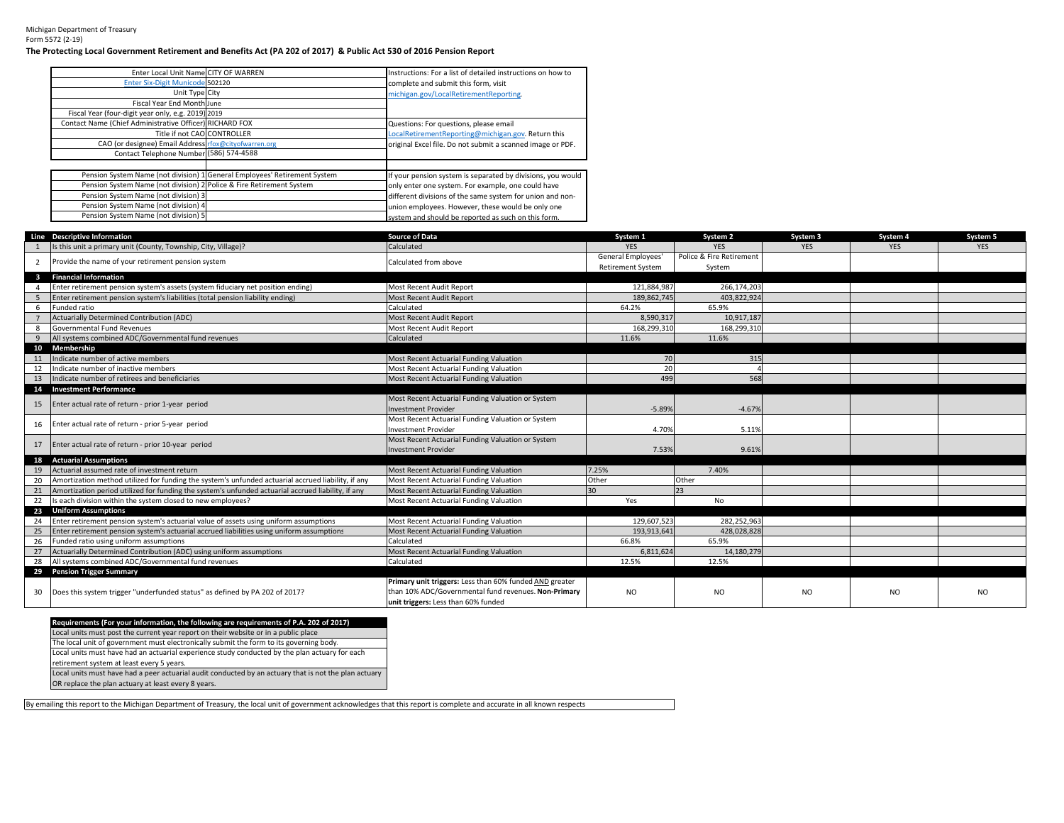Michigan Department of Treasury
Form 5572 (2-19)

**The Protecting Local Government Retirement and Benefits Act (PA 202 of 2017) & Public Act 530 of 2016 Pension Report**

| | |
|---|---|
| Enter Local Unit Name | CITY OF WARREN |
| Enter Six-Digit Municode | 502120 |
| Unit Type | City |
| Fiscal Year End Month | June |
| Fiscal Year (four-digit year only, e.g. 2019) | 2019 |
| Contact Name (Chief Administrative Officer) | RICHARD FOX |
| Title if not CAO | CONTROLLER |
| CAO (or designee) Email Address | rfox@cityofwarren.org |
| Contact Telephone Number | (586) 574-4588 |

Instructions: For a list of detailed instructions on how to complete and submit this form, visit michigan.gov/LocalRetirementReporting.

Questions: For questions, please email LocalRetirementReporting@michigan.gov. Return this original Excel file. Do not submit a scanned image or PDF.

| | |
|---|---|
| Pension System Name (not division) 1 | General Employees' Retirement System |
| Pension System Name (not division) 2 | Police & Fire Retirement System |
| Pension System Name (not division) 3 | |
| Pension System Name (not division) 4 | |
| Pension System Name (not division) 5 | |

If your pension system is separated by divisions, you would only enter one system. For example, one could have different divisions of the same system for union and non-union employees. However, these would be only one system and should be reported as such on this form.

| Line | Descriptive Information | Source of Data | System 1 | System 2 | System 3 | System 4 | System 5 |
|---|---|---|---|---|---|---|---|
| 1 | Is this unit a primary unit (County, Township, City, Village)? | Calculated | YES | YES | YES | YES | YES |
| 2 | Provide the name of your retirement pension system | Calculated from above | General Employees' Retirement System | Police & Fire Retirement System | | | |
| **3** | **Financial Information** | | | | | | |
| 4 | Enter retirement pension system's assets (system fiduciary net position ending) | Most Recent Audit Report | 121,884,987 | 266,174,203 | | | |
| 5 | Enter retirement pension system's liabilities (total pension liability ending) | Most Recent Audit Report | 189,862,745 | 403,822,924 | | | |
| 6 | Funded ratio | Calculated | 64.2% | 65.9% | | | |
| 7 | Actuarially Determined Contribution (ADC) | Most Recent Audit Report | 8,590,317 | 10,917,187 | | | |
| 8 | Governmental Fund Revenues | Most Recent Audit Report | 168,299,310 | 168,299,310 | | | |
| 9 | All systems combined ADC/Governmental fund revenues | Calculated | 11.6% | 11.6% | | | |
| **10** | **Membership** | | | | | | |
| 11 | Indicate number of active members | Most Recent Actuarial Funding Valuation | 70 | 315 | | | |
| 12 | Indicate number of inactive members | Most Recent Actuarial Funding Valuation | 20 | 4 | | | |
| 13 | Indicate number of retirees and beneficiaries | Most Recent Actuarial Funding Valuation | 499 | 568 | | | |
| **14** | **Investment Performance** | | | | | | |
| 15 | Enter actual rate of return - prior 1-year period | Most Recent Actuarial Funding Valuation or System Investment Provider | -5.89% | -4.67% | | | |
| 16 | Enter actual rate of return - prior 5-year period | Most Recent Actuarial Funding Valuation or System Investment Provider | 4.70% | 5.11% | | | |
| 17 | Enter actual rate of return - prior 10-year period | Most Recent Actuarial Funding Valuation or System Investment Provider | 7.53% | 9.61% | | | |
| **18** | **Actuarial Assumptions** | | | | | | |
| 19 | Actuarial assumed rate of investment return | Most Recent Actuarial Funding Valuation | 7.25% | 7.40% | | | |
| 20 | Amortization method utilized for funding the system's unfunded actuarial accrued liability, if any | Most Recent Actuarial Funding Valuation | Other | Other | | | |
| 21 | Amortization period utilized for funding the system's unfunded actuarial accrued liability, if any | Most Recent Actuarial Funding Valuation | 30 | 23 | | | |
| 22 | Is each division within the system closed to new employees? | Most Recent Actuarial Funding Valuation | Yes | No | | | |
| **23** | **Uniform Assumptions** | | | | | | |
| 24 | Enter retirement pension system's actuarial value of assets using uniform assumptions | Most Recent Actuarial Funding Valuation | 129,607,523 | 282,252,963 | | | |
| 25 | Enter retirement pension system's actuarial accrued liabilities using uniform assumptions | Most Recent Actuarial Funding Valuation | 193,913,641 | 428,028,828 | | | |
| 26 | Funded ratio using uniform assumptions | Calculated | 66.8% | 65.9% | | | |
| 27 | Actuarially Determined Contribution (ADC) using uniform assumptions | Most Recent Actuarial Funding Valuation | 6,811,624 | 14,180,279 | | | |
| 28 | All systems combined ADC/Governmental fund revenues | Calculated | 12.5% | 12.5% | | | |
| **29** | **Pension Trigger Summary** | | | | | | |
| 30 | Does this system trigger "underfunded status" as defined by PA 202 of 2017? | **Primary unit triggers:** Less than 60% funded AND greater than 10% ADC/Governmental fund revenues. **Non-Primary unit triggers:** Less than 60% funded | NO | NO | NO | NO | NO |

| **Requirements (For your information, the following are requirements of P.A. 202 of 2017)** |
|---|
| Local units must post the current year report on their website or in a public place |
| The local unit of government must electronically submit the form to its governing body. |
| Local units must have had an actuarial experience study conducted by the plan actuary for each retirement system at least every 5 years. |
| Local units must have had a peer actuarial audit conducted by an actuary that is not the plan actuary OR replace the plan actuary at least every 8 years. |

By emailing this report to the Michigan Department of Treasury, the local unit of government acknowledges that this report is complete and accurate in all known respects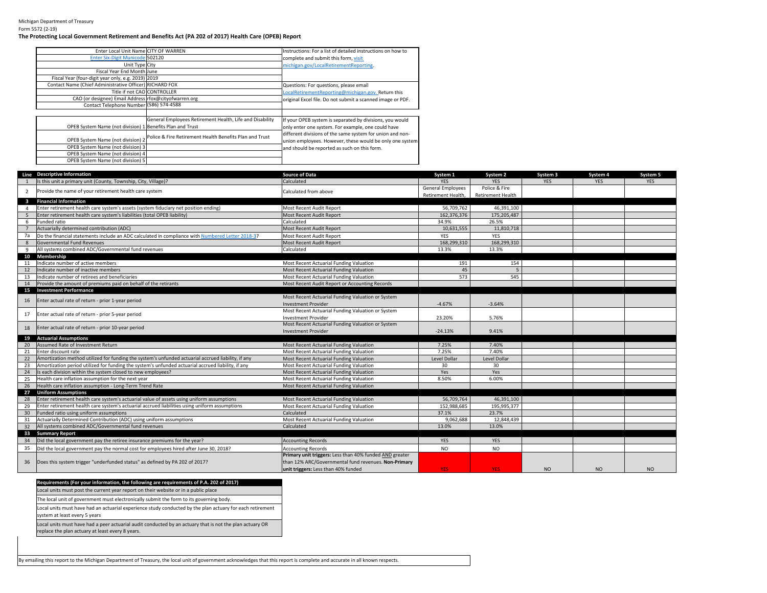Michigan Department of Treasury
Form 5572 (2-19)

**The Protecting Local Government Retirement and Benefits Act (PA 202 of 2017) Health Care (OPEB) Report**

| | | |
|---|---|---|
| Enter Local Unit Name | CITY OF WARREN | Instructions: For a list of detailed instructions on how to complete and submit this form, visit michigan.gov/LocalRetirementReporting. |
| Enter Six-Digit Municode | 502120 | |
| Unit Type | City | |
| Fiscal Year End Month | June | |
| Fiscal Year (four-digit year only, e.g. 2019) | 2019 | |
| Contact Name (Chief Administrative Officer) | RICHARD FOX | Questions: For questions, please email LocalRetirementReporting@michigan.gov. Return this original Excel file. Do not submit a scanned image or PDF. |
| Title if not CAO | CONTROLLER | |
| CAO (or designee) Email Address | rfox@cityofwarren.org | |
| Contact Telephone Number | (586) 574-4588 | |

| | | |
|---|---|---|
| OPEB System Name (not division) 1 | General Employees Retirement Health, Life and Disability Benefits Plan and Trust | If your OPEB system is separated by divisions, you would only enter one system. For example, one could have different divisions of the same system for union and non-union employees. However, these would be only one system and should be reported as such on this form. |
| OPEB System Name (not division) 2 | Police & Fire Retirement Health Benefits Plan and Trust | |
| OPEB System Name (not division) 3 | | |
| OPEB System Name (not division) 4 | | |
| OPEB System Name (not division) 5 | | |

| Line | Descriptive Information | Source of Data | System 1 | System 2 | System 3 | System 4 | System 5 |
|---|---|---|---|---|---|---|---|
| 1 | Is this unit a primary unit (County, Township, City, Village)? | Calculated | YES | YES | YES | YES | YES |
| 2 | Provide the name of your retirement health care system | Calculated from above | General Employees Retirement Health, | Police & Fire Retirement Health | | | |
| 3 | **Financial Information** | | | | | | |
| 4 | Enter retirement health care system's assets (system fiduciary net position ending) | Most Recent Audit Report | 56,709,762 | 46,391,100 | | | |
| 5 | Enter retirement health care system's liabilities (total OPEB liability) | Most Recent Audit Report | 162,376,376 | 175,205,487 | | | |
| 6 | Funded ratio | Calculated | 34.9% | 26.5% | | | |
| 7 | Actuarially determined contribution (ADC) | Most Recent Audit Report | 10,631,555 | 11,810,718 | | | |
| 7a | Do the financial statements include an ADC calculated in compliance with Numbered Letter 2018-3? | Most Recent Audit Report | YES | YES | | | |
| 8 | Governmental Fund Revenues | Most Recent Audit Report | 168,299,310 | 168,299,310 | | | |
| 9 | All systems combined ADC/Governmental fund revenues | Calculated | 13.3% | 13.3% | | | |
| 10 | **Membership** | | | | | | |
| 11 | Indicate number of active members | Most Recent Actuarial Funding Valuation | 191 | 154 | | | |
| 12 | Indicate number of inactive members | Most Recent Actuarial Funding Valuation | 45 | 5 | | | |
| 13 | Indicate number of retirees and beneficiaries | Most Recent Actuarial Funding Valuation | 573 | 545 | | | |
| 14 | Provide the amount of premiums paid on behalf of the retirants | Most Recent Audit Report or Accounting Records | | | | | |
| 15 | **Investment Performance** | | | | | | |
| 16 | Enter actual rate of return - prior 1-year period | Most Recent Actuarial Funding Valuation or System Investment Provider | -4.67% | -3.64% | | | |
| 17 | Enter actual rate of return - prior 5-year period | Most Recent Actuarial Funding Valuation or System Investment Provider | 23.20% | 5.76% | | | |
| 18 | Enter actual rate of return - prior 10-year period | Most Recent Actuarial Funding Valuation or System Investment Provider | -24.13% | 9.41% | | | |
| 19 | **Actuarial Assumptions** | | | | | | |
| 20 | Assumed Rate of Investment Return | Most Recent Actuarial Funding Valuation | 7.25% | 7.40% | | | |
| 21 | Enter discount rate | Most Recent Actuarial Funding Valuation | 7.25% | 7.40% | | | |
| 22 | Amortization method utilized for funding the system's unfunded actuarial accrued liability, if any | Most Recent Actuarial Funding Valuation | Level Dollar | Level Dollar | | | |
| 23 | Amortization period utilized for funding the system's unfunded actuarial accrued liability, if any | Most Recent Actuarial Funding Valuation | 30 | 30 | | | |
| 24 | Is each division within the system closed to new employees? | Most Recent Actuarial Funding Valuation | Yes | Yes | | | |
| 25 | Health care inflation assumption for the next year | Most Recent Actuarial Funding Valuation | 8.50% | 6.00% | | | |
| 26 | Health care inflation assumption - Long-Term Trend Rate | Most Recent Actuarial Funding Valuation | | | | | |
| 27 | **Uniform Assumptions** | | | | | | |
| 28 | Enter retirement health care system's actuarial value of assets using uniform assumptions | Most Recent Actuarial Funding Valuation | 56,709,764 | 46,391,100 | | | |
| 29 | Enter retirement health care system's actuarial accrued liabilities using uniform assumptions | Most Recent Actuarial Funding Valuation | 152,988,685 | 195,995,377 | | | |
| 30 | Funded ratio using uniform assumptions | Calculated | 37.1% | 23.7% | | | |
| 31 | Actuarially Determined Contribution (ADC) using uniform assumptions | Most Recent Actuarial Funding Valuation | 9,062,688 | 12,848,439 | | | |
| 32 | All systems combined ADC/Governmental fund revenues | Calculated | 13.0% | 13.0% | | | |
| 33 | **Summary Report** | | | | | | |
| 34 | Did the local government pay the retiree insurance premiums for the year? | Accounting Records | YES | YES | | | |
| 35 | Did the local government pay the normal cost for employees hired after June 30, 2018? | Accounting Records | NO | NO | | | |
| 36 | Does this system trigger "underfunded status" as defined by PA 202 of 2017? | **Primary unit triggers:** Less than 40% funded AND greater than 12% ARC/Governmental fund revenues. **Non-Primary unit triggers:** Less than 40% funded | YES | YES | NO | NO | NO |

| Requirements (For your information, the following are requirements of P.A. 202 of 2017) |
|---|
| Local units must post the current year report on their website or in a public place |
| The local unit of government must electronically submit the form to its governing body. |
| Local units must have had an actuarial experience study conducted by the plan actuary for each retirement system at least every 5 years |
| Local units must have had a peer actuarial audit conducted by an actuary that is not the plan actuary OR replace the plan actuary at least every 8 years. |

By emailing this report to the Michigan Department of Treasury, the local unit of government acknowledges that this report is complete and accurate in all known respects.